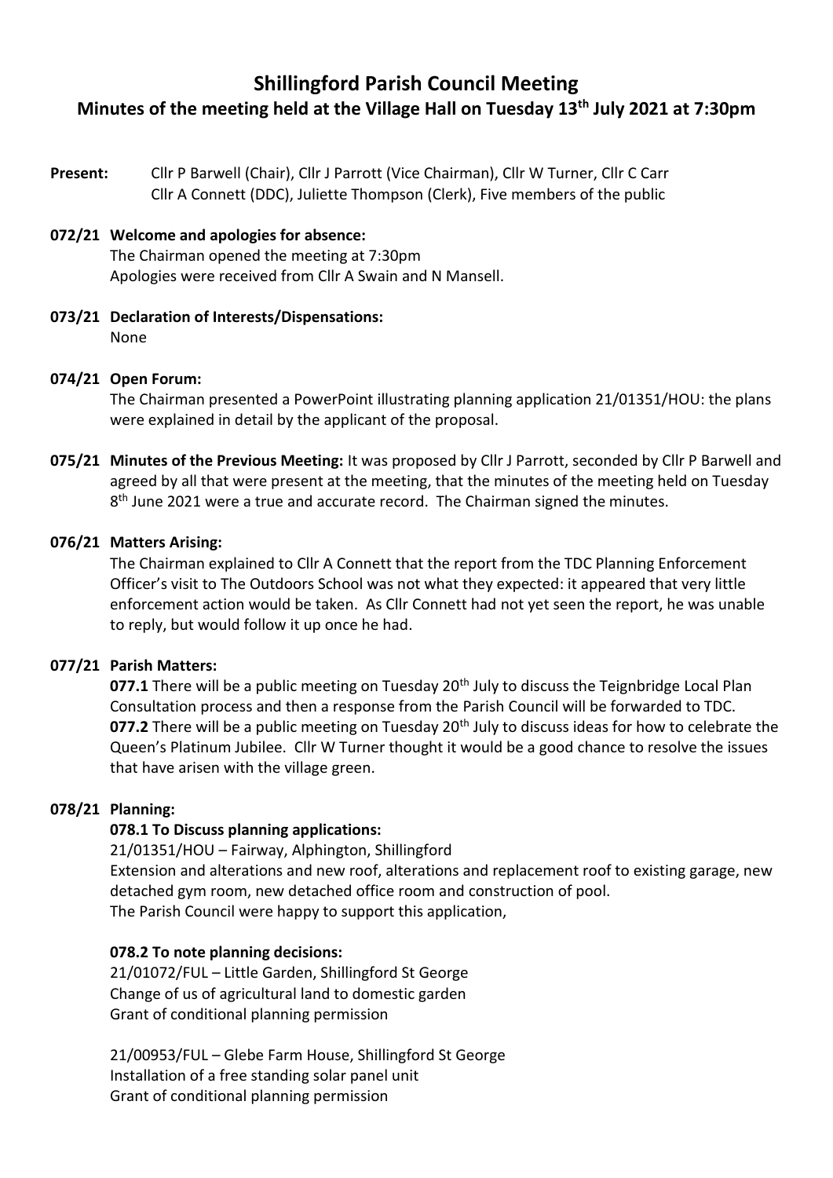# Shillingford Parish Council Meeting

## Minutes of the meeting held at the Village Hall on Tuesday 13th July 2021 at 7:30pm

**Present:** Cllr P Barwell (Chair), Cllr J Parrott (Vice Chairman), Cllr W Turner, Cllr C Carr
Cllr A Connett (DDC), Juliette Thompson (Clerk), Five members of the public

**072/21 Welcome and apologies for absence:**
The Chairman opened the meeting at 7:30pm
Apologies were received from Cllr A Swain and N Mansell.

**073/21 Declaration of Interests/Dispensations:**
None

**074/21 Open Forum:**
The Chairman presented a PowerPoint illustrating planning application 21/01351/HOU: the plans were explained in detail by the applicant of the proposal.

**075/21 Minutes of the Previous Meeting:** It was proposed by Cllr J Parrott, seconded by Cllr P Barwell and agreed by all that were present at the meeting, that the minutes of the meeting held on Tuesday 8th June 2021 were a true and accurate record. The Chairman signed the minutes.

**076/21 Matters Arising:**
The Chairman explained to Cllr A Connett that the report from the TDC Planning Enforcement Officer's visit to The Outdoors School was not what they expected: it appeared that very little enforcement action would be taken. As Cllr Connett had not yet seen the report, he was unable to reply, but would follow it up once he had.

**077/21 Parish Matters:**
**077.1** There will be a public meeting on Tuesday 20th July to discuss the Teignbridge Local Plan Consultation process and then a response from the Parish Council will be forwarded to TDC.
**077.2** There will be a public meeting on Tuesday 20th July to discuss ideas for how to celebrate the Queen's Platinum Jubilee. Cllr W Turner thought it would be a good chance to resolve the issues that have arisen with the village green.

**078/21 Planning:**

**078.1 To Discuss planning applications:**
21/01351/HOU – Fairway, Alphington, Shillingford
Extension and alterations and new roof, alterations and replacement roof to existing garage, new detached gym room, new detached office room and construction of pool.
The Parish Council were happy to support this application,

**078.2 To note planning decisions:**
21/01072/FUL – Little Garden, Shillingford St George
Change of us of agricultural land to domestic garden
Grant of conditional planning permission

21/00953/FUL – Glebe Farm House, Shillingford St George
Installation of a free standing solar panel unit
Grant of conditional planning permission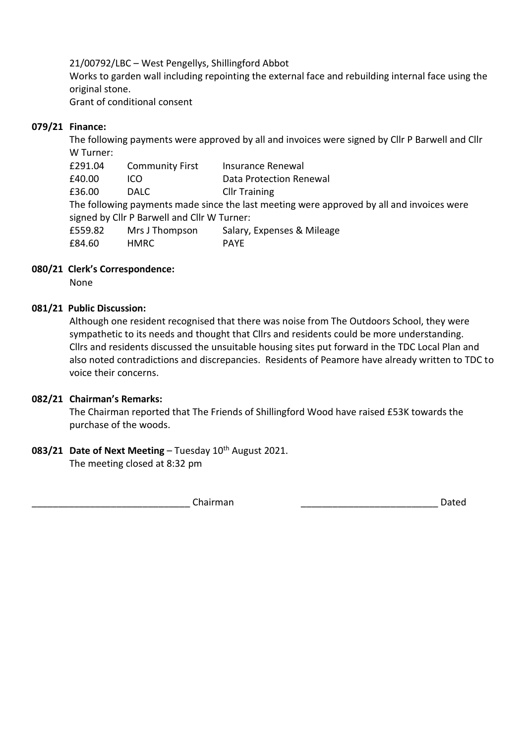21/00792/LBC – West Pengellys, Shillingford Abbot
Works to garden wall including repointing the external face and rebuilding internal face using the original stone.
Grant of conditional consent

**079/21 Finance:**

The following payments were approved by all and invoices were signed by Cllr P Barwell and Cllr W Turner:

| | | |
|---|---|---|
| £291.04 | Community First | Insurance Renewal |
| £40.00 | ICO | Data Protection Renewal |
| £36.00 | DALC | Cllr Training |

The following payments made since the last meeting were approved by all and invoices were signed by Cllr P Barwell and Cllr W Turner:

| | | |
|---|---|---|
| £559.82 | Mrs J Thompson | Salary, Expenses & Mileage |
| £84.60 | HMRC | PAYE |

**080/21 Clerk's Correspondence:**

None

**081/21 Public Discussion:**

Although one resident recognised that there was noise from The Outdoors School, they were sympathetic to its needs and thought that Cllrs and residents could be more understanding. Cllrs and residents discussed the unsuitable housing sites put forward in the TDC Local Plan and also noted contradictions and discrepancies. Residents of Peamore have already written to TDC to voice their concerns.

**082/21 Chairman's Remarks:**

The Chairman reported that The Friends of Shillingford Wood have raised £53K towards the purchase of the woods.

**083/21 Date of Next Meeting** – Tuesday 10th August 2021.
The meeting closed at 8:32 pm

______________________________ Chairman ______________________________ Dated